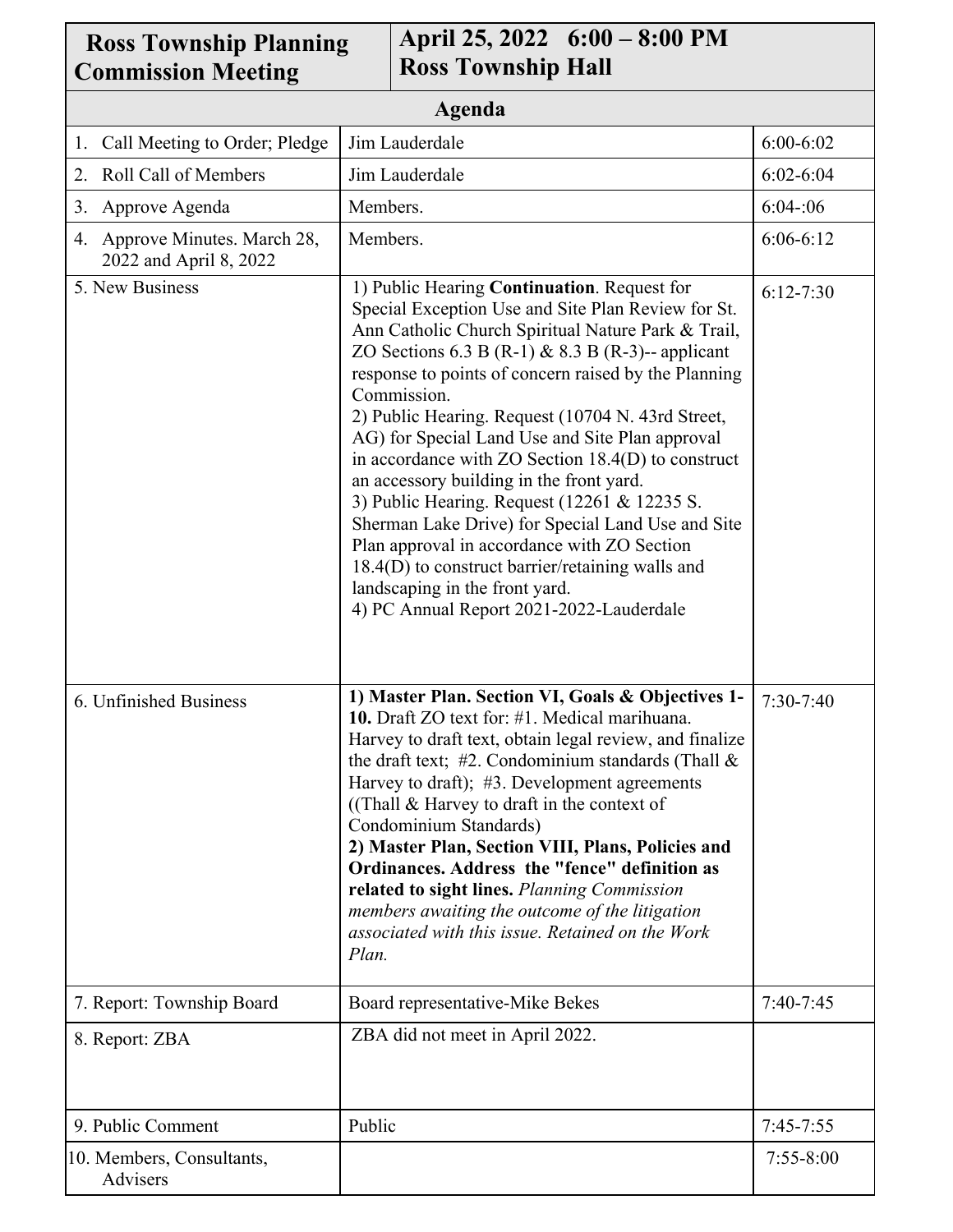| **Ross Township Planning Commission Meeting** | **April 25, 2022 6:00 – 8:00 PM Ross Township Hall** | |
|---|---|---|
| **Agenda** | | |
| 1. Call Meeting to Order; Pledge | Jim Lauderdale | 6:00-6:02 |
| 2. Roll Call of Members | Jim Lauderdale | 6:02-6:04 |
| 3. Approve Agenda | Members. | 6:04-:06 |
| 4. Approve Minutes. March 28, 2022 and April 8, 2022 | Members. | 6:06-6:12 |
| 5. New Business | 1) Public Hearing **Continuation**. Request for Special Exception Use and Site Plan Review for St. Ann Catholic Church Spiritual Nature Park & Trail, ZO Sections 6.3 B (R-1) & 8.3 B (R-3)-- applicant response to points of concern raised by the Planning Commission.<br>2) Public Hearing. Request (10704 N. 43rd Street, AG) for Special Land Use and Site Plan approval in accordance with ZO Section 18.4(D) to construct an accessory building in the front yard.<br>3) Public Hearing. Request (12261 & 12235 S. Sherman Lake Drive) for Special Land Use and Site Plan approval in accordance with ZO Section 18.4(D) to construct barrier/retaining walls and landscaping in the front yard.<br>4) PC Annual Report 2021-2022-Lauderdale | 6:12-7:30 |
| 6. Unfinished Business | **1) Master Plan. Section VI, Goals & Objectives 1-10.** Draft ZO text for: #1. Medical marihuana. Harvey to draft text, obtain legal review, and finalize the draft text; #2. Condominium standards (Thall & Harvey to draft); #3. Development agreements ((Thall & Harvey to draft in the context of Condominium Standards)<br>**2) Master Plan, Section VIII, Plans, Policies and Ordinances. Address the "fence" definition as related to sight lines.** *Planning Commission members awaiting the outcome of the litigation associated with this issue. Retained on the Work Plan.* | 7:30-7:40 |
| 7. Report: Township Board | Board representative-Mike Bekes | 7:40-7:45 |
| 8. Report: ZBA | ZBA did not meet in April 2022. | |
| 9. Public Comment | Public | 7:45-7:55 |
| 10. Members, Consultants, Advisers | | 7:55-8:00 |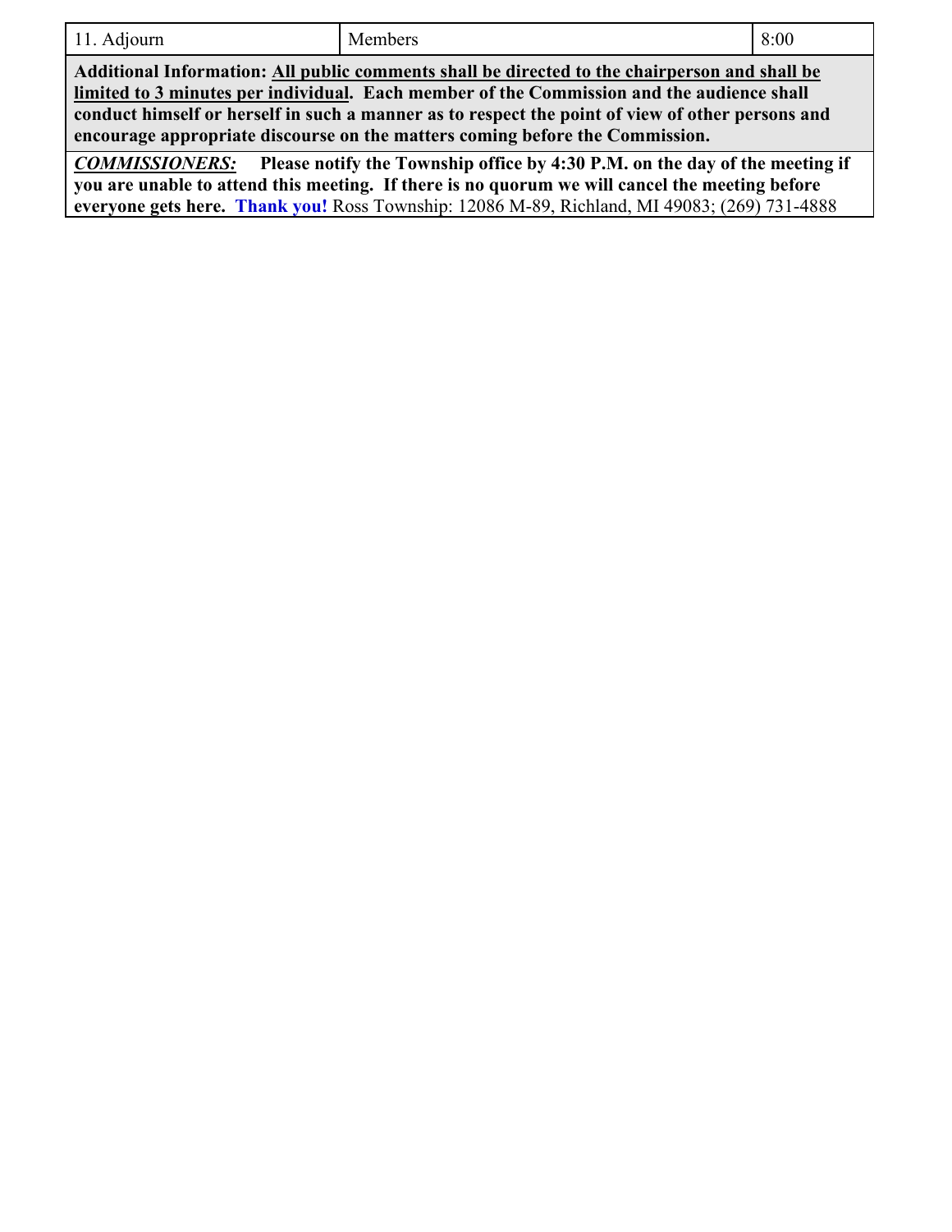| | | |
|---|---|---|
| 11. Adjourn | Members | 8:00 |

**Additional Information: All public comments shall be directed to the chairperson and shall be limited to 3 minutes per individual. Each member of the Commission and the audience shall conduct himself or herself in such a manner as to respect the point of view of other persons and encourage appropriate discourse on the matters coming before the Commission.**

***COMMISSIONERS:*** **Please notify the Township office by 4:30 P.M. on the day of the meeting if you are unable to attend this meeting. If there is no quorum we will cancel the meeting before everyone gets here. Thank you!** Ross Township: 12086 M-89, Richland, MI 49083; (269) 731-4888